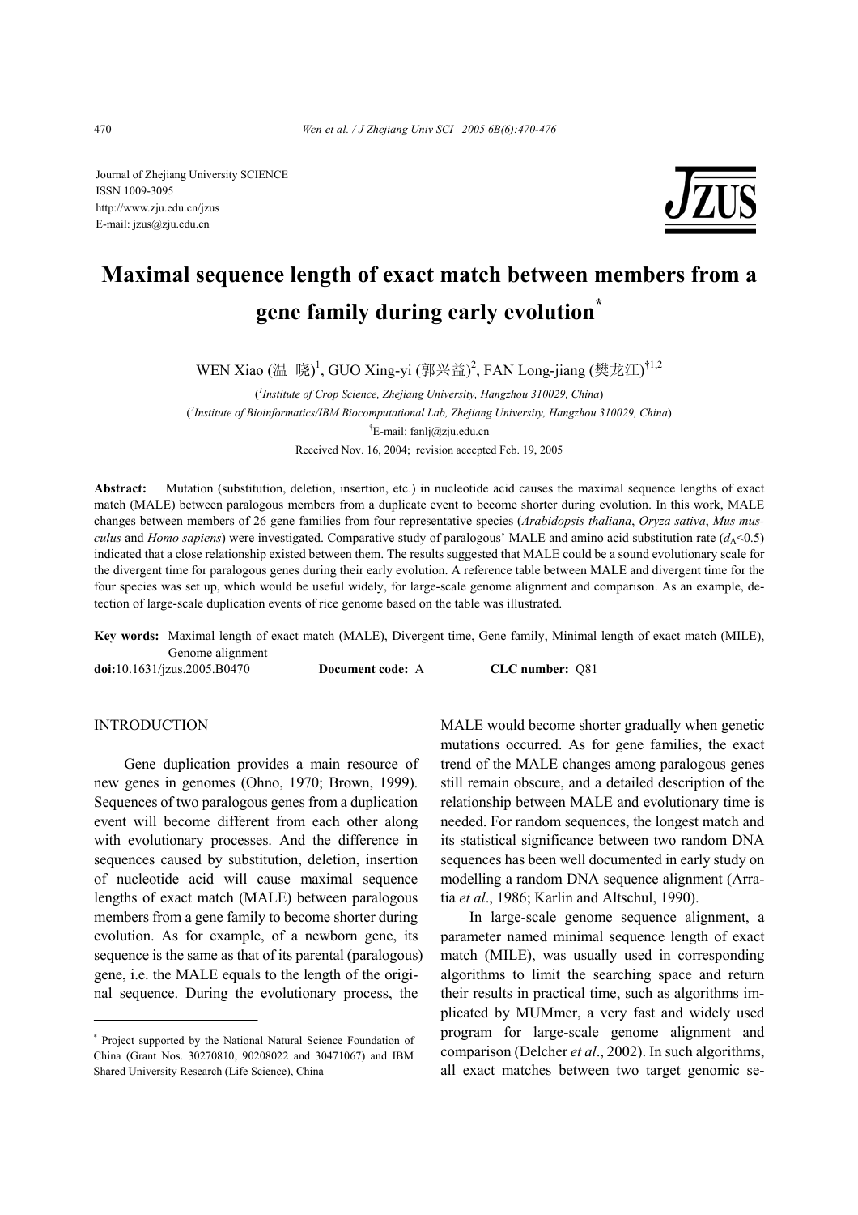Journal of Zhejiang University SCIENCE
ISSN 1009-3095
http://www.zju.edu.cn/jzus
E-mail: jzus@zju.edu.cn

# Maximal sequence length of exact match between members from a gene family during early evolution*

WEN Xiao (温 晓)[1], GUO Xing-yi (郭兴益)[2], FAN Long-jiang (樊龙江)[†1,2]

([1]*Institute of Crop Science, Zhejiang University, Hangzhou 310029, China*)

([2]*Institute of Bioinformatics/IBM Biocomputational Lab, Zhejiang University, Hangzhou 310029, China*)

[†]E-mail: fanlj@zju.edu.cn

Received Nov. 16, 2004; revision accepted Feb. 19, 2005

**Abstract:** Mutation (substitution, deletion, insertion, etc.) in nucleotide acid causes the maximal sequence lengths of exact match (MALE) between paralogous members from a duplicate event to become shorter during evolution. In this work, MALE changes between members of 26 gene families from four representative species (*Arabidopsis thaliana*, *Oryza sativa*, *Mus musculus* and *Homo sapiens*) were investigated. Comparative study of paralogous' MALE and amino acid substitution rate ($d_A$<0.5) indicated that a close relationship existed between them. The results suggested that MALE could be a sound evolutionary scale for the divergent time for paralogous genes during their early evolution. A reference table between MALE and divergent time for the four species was set up, which would be useful widely, for large-scale genome alignment and comparison. As an example, detection of large-scale duplication events of rice genome based on the table was illustrated.

**Key words:** Maximal length of exact match (MALE), Divergent time, Gene family, Minimal length of exact match (MILE), Genome alignment

**doi:**10.1631/jzus.2005.B0470 **Document code:** A **CLC number:** Q81

## INTRODUCTION

Gene duplication provides a main resource of new genes in genomes (Ohno, 1970; Brown, 1999). Sequences of two paralogous genes from a duplication event will become different from each other along with evolutionary processes. And the difference in sequences caused by substitution, deletion, insertion of nucleotide acid will cause maximal sequence lengths of exact match (MALE) between paralogous members from a gene family to become shorter during evolution. As for example, of a newborn gene, its sequence is the same as that of its parental (paralogous) gene, i.e. the MALE equals to the length of the original sequence. During the evolutionary process, the MALE would become shorter gradually when genetic mutations occurred. As for gene families, the exact trend of the MALE changes among paralogous genes still remain obscure, and a detailed description of the relationship between MALE and evolutionary time is needed. For random sequences, the longest match and its statistical significance between two random DNA sequences has been well documented in early study on modelling a random DNA sequence alignment (Arratia *et al*., 1986; Karlin and Altschul, 1990).

In large-scale genome sequence alignment, a parameter named minimal sequence length of exact match (MILE), was usually used in corresponding algorithms to limit the searching space and return their results in practical time, such as algorithms implicated by MUMmer, a very fast and widely used program for large-scale genome alignment and comparison (Delcher *et al*., 2002). In such algorithms, all exact matches between two target genomic se-

* Project supported by the National Natural Science Foundation of China (Grant Nos. 30270810, 90208022 and 30471067) and IBM Shared University Research (Life Science), China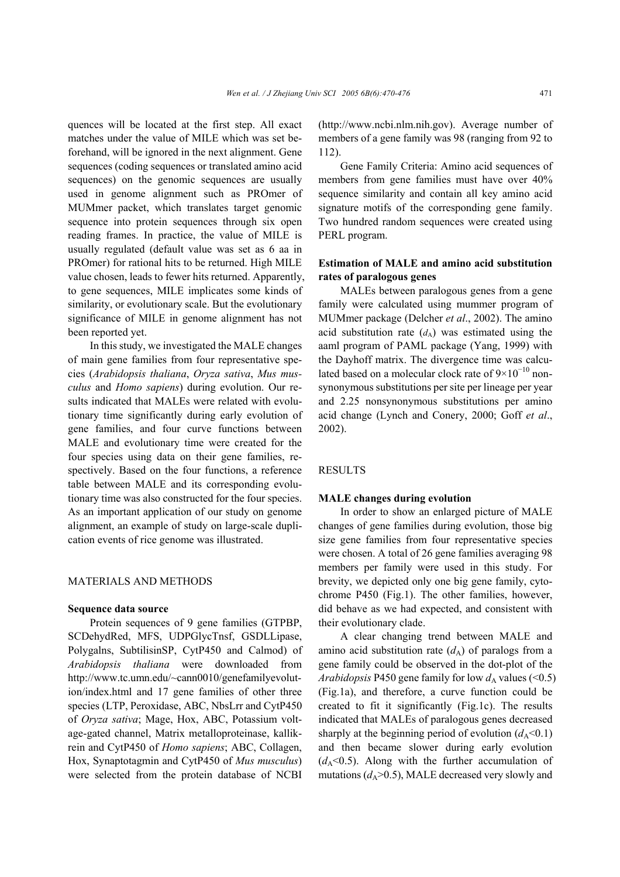quences will be located at the first step. All exact matches under the value of MILE which was set beforehand, will be ignored in the next alignment. Gene sequences (coding sequences or translated amino acid sequences) on the genomic sequences are usually used in genome alignment such as PROmer of MUMmer packet, which translates target genomic sequence into protein sequences through six open reading frames. In practice, the value of MILE is usually regulated (default value was set as 6 aa in PROmer) for rational hits to be returned. High MILE value chosen, leads to fewer hits returned. Apparently, to gene sequences, MILE implicates some kinds of similarity, or evolutionary scale. But the evolutionary significance of MILE in genome alignment has not been reported yet.

In this study, we investigated the MALE changes of main gene families from four representative species (*Arabidopsis thaliana*, *Oryza sativa*, *Mus musculus* and *Homo sapiens*) during evolution. Our results indicated that MALEs were related with evolutionary time significantly during early evolution of gene families, and four curve functions between MALE and evolutionary time were created for the four species using data on their gene families, respectively. Based on the four functions, a reference table between MALE and its corresponding evolutionary time was also constructed for the four species. As an important application of our study on genome alignment, an example of study on large-scale duplication events of rice genome was illustrated.

## MATERIALS AND METHODS

### Sequence data source

Protein sequences of 9 gene families (GTPBP, SCDehydRed, MFS, UDPGlycTnsf, GSDLLipase, Polygalns, SubtilisinSP, CytP450 and Calmod) of *Arabidopsis thaliana* were downloaded from http://www.tc.umn.edu/~cann0010/genefamilyevolution/index.html and 17 gene families of other three species (LTP, Peroxidase, ABC, NbsLrr and CytP450 of *Oryza sativa*; Mage, Hox, ABC, Potassium voltage-gated channel, Matrix metalloproteinase, kallikrein and CytP450 of *Homo sapiens*; ABC, Collagen, Hox, Synaptotagmin and CytP450 of *Mus musculus*) were selected from the protein database of NCBI (http://www.ncbi.nlm.nih.gov). Average number of members of a gene family was 98 (ranging from 92 to 112).

Gene Family Criteria: Amino acid sequences of members from gene families must have over 40% sequence similarity and contain all key amino acid signature motifs of the corresponding gene family. Two hundred random sequences were created using PERL program.

### Estimation of MALE and amino acid substitution rates of paralogous genes

MALEs between paralogous genes from a gene family were calculated using mummer program of MUMmer package (Delcher *et al*., 2002). The amino acid substitution rate ($d_A$) was estimated using the aaml program of PAML package (Yang, 1999) with the Dayhoff matrix. The divergence time was calculated based on a molecular clock rate of $9\times10^{-10}$ nonsynonymous substitutions per site per lineage per year and 2.25 nonsynonymous substitutions per amino acid change (Lynch and Conery, 2000; Goff *et al*., 2002).

## RESULTS

### MALE changes during evolution

In order to show an enlarged picture of MALE changes of gene families during evolution, those big size gene families from four representative species were chosen. A total of 26 gene families averaging 98 members per family were used in this study. For brevity, we depicted only one big gene family, cytochrome P450 (Fig.1). The other families, however, did behave as we had expected, and consistent with their evolutionary clade.

A clear changing trend between MALE and amino acid substitution rate ($d_A$) of paralogs from a gene family could be observed in the dot-plot of the *Arabidopsis* P450 gene family for low $d_A$ values (<0.5) (Fig.1a), and therefore, a curve function could be created to fit it significantly (Fig.1c). The results indicated that MALEs of paralogous genes decreased sharply at the beginning period of evolution ($d_A$<0.1) and then became slower during early evolution ($d_A$<0.5). Along with the further accumulation of mutations ($d_A$>0.5), MALE decreased very slowly and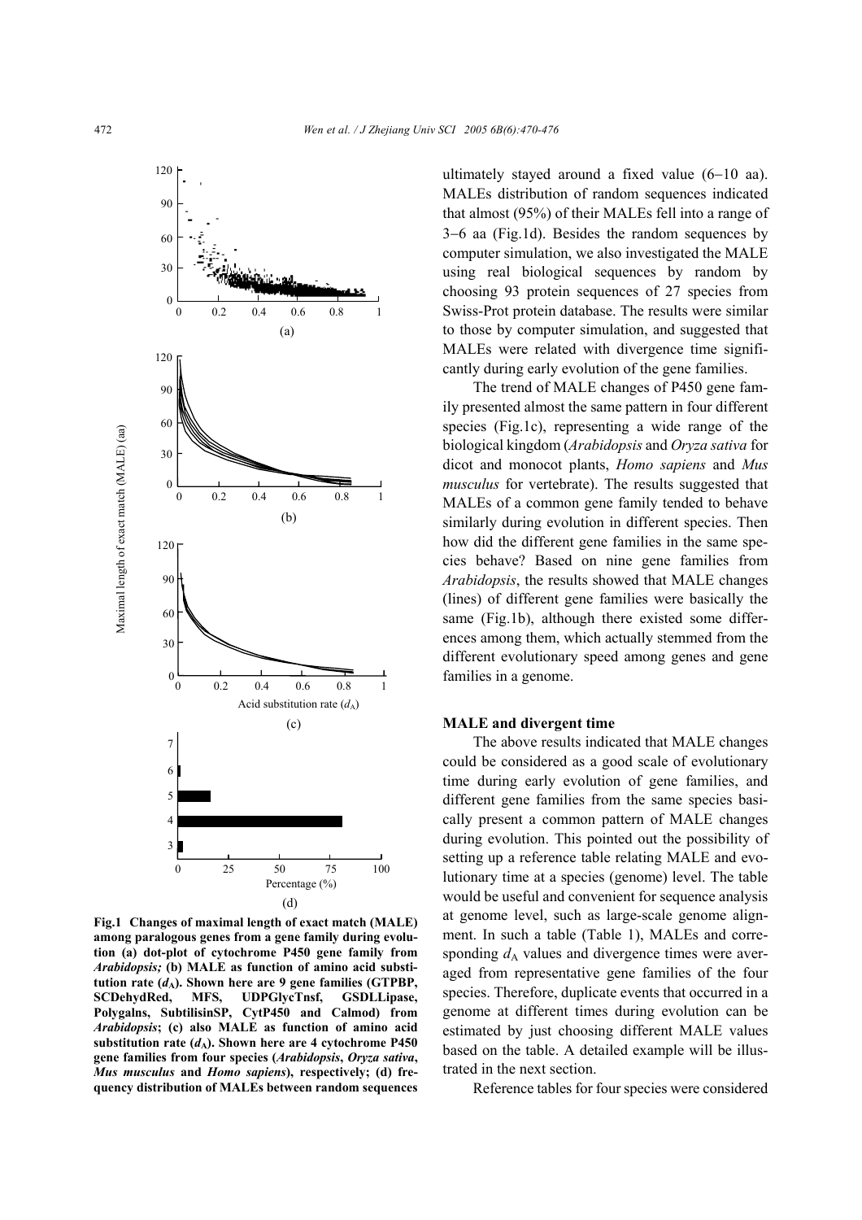120
90
60
30
0
0 0.2 0.4 0.6 0.8 1
(a)

120
90
60
30
0
0 0.2 0.4 0.6 0.8 1
(b)

Maximal length of exact match (MALE) (aa)

120
90
60
30
0
0 0.2 0.4 0.6 0.8 1
Acid substitution rate ($d_A$)
(c)

7
6
5
4
3
0 25 50 75 100
Percentage (%)
(d)

**Fig.1 Changes of maximal length of exact match (MALE) among paralogous genes from a gene family during evolution (a) dot-plot of cytochrome P450 gene family from *Arabidopsis;* (b) MALE as function of amino acid substitution rate ($d_A$). Shown here are 9 gene families (GTPBP, SCDehydRed, MFS, UDPGlycTnsf, GSDLLipase, Polygalns, SubtilisinSP, CytP450 and Calmod) from *Arabidopsis*; (c) also MALE as function of amino acid substitution rate ($d_A$). Shown here are 4 cytochrome P450 gene families from four species (*Arabidopsis*, *Oryza sativa*, *Mus musculus* and *Homo sapiens*), respectively; (d) frequency distribution of MALEs between random sequences**

ultimately stayed around a fixed value (6−10 aa). MALEs distribution of random sequences indicated that almost (95%) of their MALEs fell into a range of 3−6 aa (Fig.1d). Besides the random sequences by computer simulation, we also investigated the MALE using real biological sequences by random by choosing 93 protein sequences of 27 species from Swiss-Prot protein database. The results were similar to those by computer simulation, and suggested that MALEs were related with divergence time significantly during early evolution of the gene families.

The trend of MALE changes of P450 gene family presented almost the same pattern in four different species (Fig.1c), representing a wide range of the biological kingdom (*Arabidopsis* and *Oryza sativa* for dicot and monocot plants, *Homo sapiens* and *Mus musculus* for vertebrate). The results suggested that MALEs of a common gene family tended to behave similarly during evolution in different species. Then how did the different gene families in the same species behave? Based on nine gene families from *Arabidopsis*, the results showed that MALE changes (lines) of different gene families were basically the same (Fig.1b), although there existed some differences among them, which actually stemmed from the different evolutionary speed among genes and gene families in a genome.

#### MALE and divergent time

The above results indicated that MALE changes could be considered as a good scale of evolutionary time during early evolution of gene families, and different gene families from the same species basically present a common pattern of MALE changes during evolution. This pointed out the possibility of setting up a reference table relating MALE and evolutionary time at a species (genome) level. The table would be useful and convenient for sequence analysis at genome level, such as large-scale genome alignment. In such a table (Table 1), MALEs and corresponding $d_A$ values and divergence times were averaged from representative gene families of the four species. Therefore, duplicate events that occurred in a genome at different times during evolution can be estimated by just choosing different MALE values based on the table. A detailed example will be illustrated in the next section.

Reference tables for four species were considered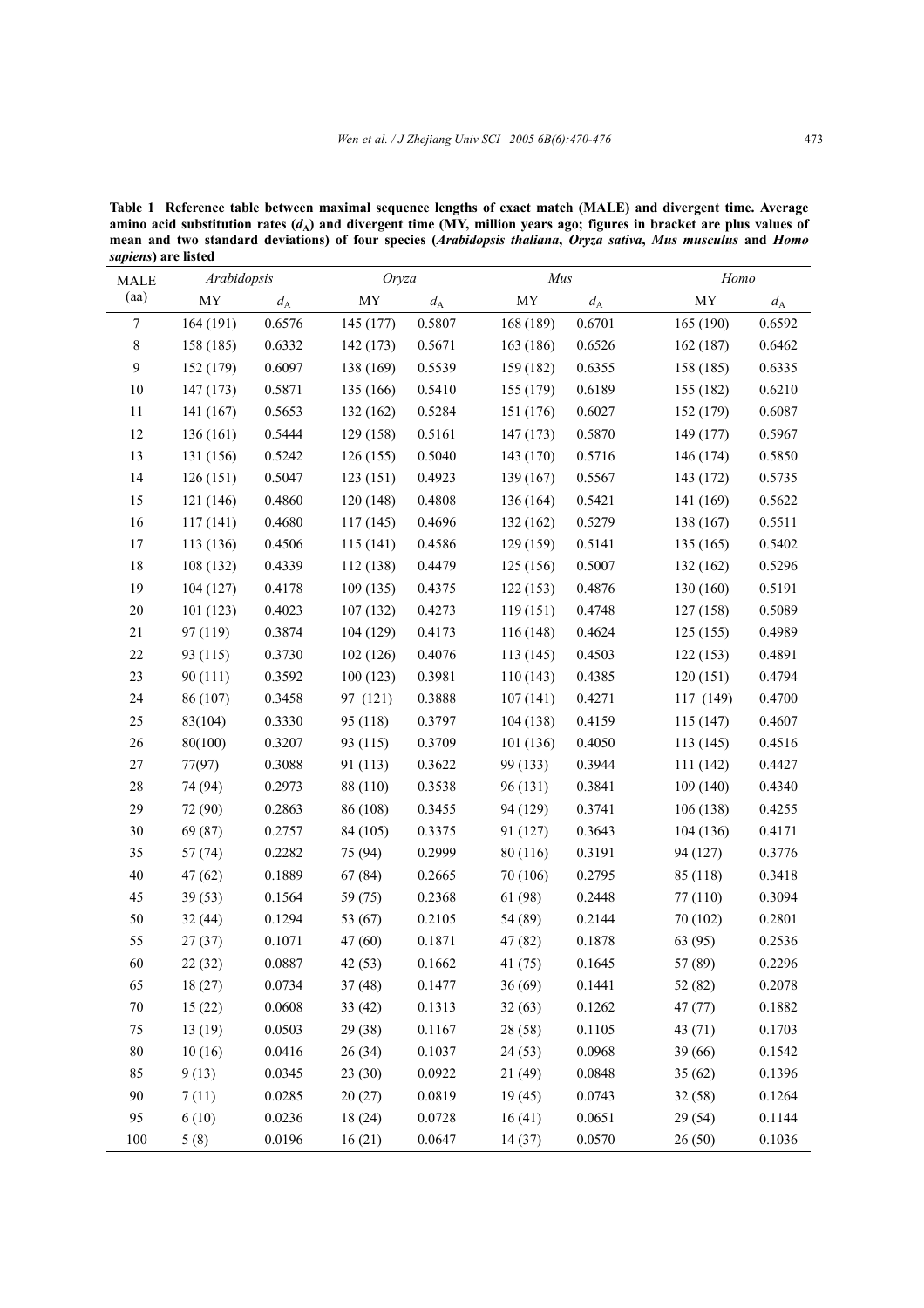**Table 1 Reference table between maximal sequence lengths of exact match (MALE) and divergent time. Average amino acid substitution rates ($d_A$) and divergent time (MY, million years ago; figures in bracket are plus values of mean and two standard deviations) of four species (*Arabidopsis thaliana*, *Oryza sativa*, *Mus musculus* and *Homo sapiens*) are listed**

| MALE | *Arabidopsis* | | *Oryza* | | *Mus* | | *Homo* | |
|---|---|---|---|---|---|---|---|---|
| (aa) | MY | $d_A$ | MY | $d_A$ | MY | $d_A$ | MY | $d_A$ |
| 7 | 164 (191) | 0.6576 | 145 (177) | 0.5807 | 168 (189) | 0.6701 | 165 (190) | 0.6592 |
| 8 | 158 (185) | 0.6332 | 142 (173) | 0.5671 | 163 (186) | 0.6526 | 162 (187) | 0.6462 |
| 9 | 152 (179) | 0.6097 | 138 (169) | 0.5539 | 159 (182) | 0.6355 | 158 (185) | 0.6335 |
| 10 | 147 (173) | 0.5871 | 135 (166) | 0.5410 | 155 (179) | 0.6189 | 155 (182) | 0.6210 |
| 11 | 141 (167) | 0.5653 | 132 (162) | 0.5284 | 151 (176) | 0.6027 | 152 (179) | 0.6087 |
| 12 | 136 (161) | 0.5444 | 129 (158) | 0.5161 | 147 (173) | 0.5870 | 149 (177) | 0.5967 |
| 13 | 131 (156) | 0.5242 | 126 (155) | 0.5040 | 143 (170) | 0.5716 | 146 (174) | 0.5850 |
| 14 | 126 (151) | 0.5047 | 123 (151) | 0.4923 | 139 (167) | 0.5567 | 143 (172) | 0.5735 |
| 15 | 121 (146) | 0.4860 | 120 (148) | 0.4808 | 136 (164) | 0.5421 | 141 (169) | 0.5622 |
| 16 | 117 (141) | 0.4680 | 117 (145) | 0.4696 | 132 (162) | 0.5279 | 138 (167) | 0.5511 |
| 17 | 113 (136) | 0.4506 | 115 (141) | 0.4586 | 129 (159) | 0.5141 | 135 (165) | 0.5402 |
| 18 | 108 (132) | 0.4339 | 112 (138) | 0.4479 | 125 (156) | 0.5007 | 132 (162) | 0.5296 |
| 19 | 104 (127) | 0.4178 | 109 (135) | 0.4375 | 122 (153) | 0.4876 | 130 (160) | 0.5191 |
| 20 | 101 (123) | 0.4023 | 107 (132) | 0.4273 | 119 (151) | 0.4748 | 127 (158) | 0.5089 |
| 21 | 97 (119) | 0.3874 | 104 (129) | 0.4173 | 116 (148) | 0.4624 | 125 (155) | 0.4989 |
| 22 | 93 (115) | 0.3730 | 102 (126) | 0.4076 | 113 (145) | 0.4503 | 122 (153) | 0.4891 |
| 23 | 90 (111) | 0.3592 | 100 (123) | 0.3981 | 110 (143) | 0.4385 | 120 (151) | 0.4794 |
| 24 | 86 (107) | 0.3458 | 97 (121) | 0.3888 | 107 (141) | 0.4271 | 117 (149) | 0.4700 |
| 25 | 83(104) | 0.3330 | 95 (118) | 0.3797 | 104 (138) | 0.4159 | 115 (147) | 0.4607 |
| 26 | 80(100) | 0.3207 | 93 (115) | 0.3709 | 101 (136) | 0.4050 | 113 (145) | 0.4516 |
| 27 | 77(97) | 0.3088 | 91 (113) | 0.3622 | 99 (133) | 0.3944 | 111 (142) | 0.4427 |
| 28 | 74 (94) | 0.2973 | 88 (110) | 0.3538 | 96 (131) | 0.3841 | 109 (140) | 0.4340 |
| 29 | 72 (90) | 0.2863 | 86 (108) | 0.3455 | 94 (129) | 0.3741 | 106 (138) | 0.4255 |
| 30 | 69 (87) | 0.2757 | 84 (105) | 0.3375 | 91 (127) | 0.3643 | 104 (136) | 0.4171 |
| 35 | 57 (74) | 0.2282 | 75 (94) | 0.2999 | 80 (116) | 0.3191 | 94 (127) | 0.3776 |
| 40 | 47 (62) | 0.1889 | 67 (84) | 0.2665 | 70 (106) | 0.2795 | 85 (118) | 0.3418 |
| 45 | 39 (53) | 0.1564 | 59 (75) | 0.2368 | 61 (98) | 0.2448 | 77 (110) | 0.3094 |
| 50 | 32 (44) | 0.1294 | 53 (67) | 0.2105 | 54 (89) | 0.2144 | 70 (102) | 0.2801 |
| 55 | 27 (37) | 0.1071 | 47 (60) | 0.1871 | 47 (82) | 0.1878 | 63 (95) | 0.2536 |
| 60 | 22 (32) | 0.0887 | 42 (53) | 0.1662 | 41 (75) | 0.1645 | 57 (89) | 0.2296 |
| 65 | 18 (27) | 0.0734 | 37 (48) | 0.1477 | 36 (69) | 0.1441 | 52 (82) | 0.2078 |
| 70 | 15 (22) | 0.0608 | 33 (42) | 0.1313 | 32 (63) | 0.1262 | 47 (77) | 0.1882 |
| 75 | 13 (19) | 0.0503 | 29 (38) | 0.1167 | 28 (58) | 0.1105 | 43 (71) | 0.1703 |
| 80 | 10 (16) | 0.0416 | 26 (34) | 0.1037 | 24 (53) | 0.0968 | 39 (66) | 0.1542 |
| 85 | 9 (13) | 0.0345 | 23 (30) | 0.0922 | 21 (49) | 0.0848 | 35 (62) | 0.1396 |
| 90 | 7 (11) | 0.0285 | 20 (27) | 0.0819 | 19 (45) | 0.0743 | 32 (58) | 0.1264 |
| 95 | 6 (10) | 0.0236 | 18 (24) | 0.0728 | 16 (41) | 0.0651 | 29 (54) | 0.1144 |
| 100 | 5 (8) | 0.0196 | 16 (21) | 0.0647 | 14 (37) | 0.0570 | 26 (50) | 0.1036 |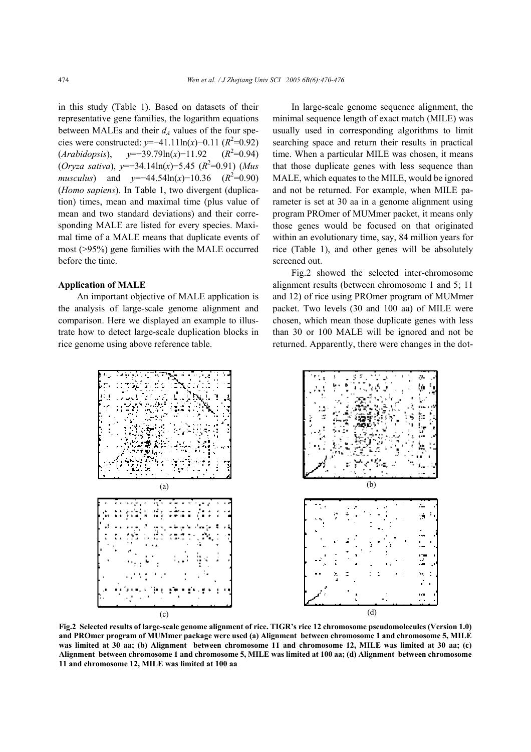in this study (Table 1). Based on datasets of their representative gene families, the logarithm equations between MALEs and their $d_A$ values of the four species were constructed: $y=-41.11\ln(x)-0.11$ ($R^2=0.92$) (*Arabidopsis*), $y=-39.79\ln(x)-11.92$ ($R^2=0.94$) (*Oryza sativa*), $y=-34.14\ln(x)-5.45$ ($R^2=0.91$) (*Mus musculus*) and $y=-44.54\ln(x)-10.36$ ($R^2=0.90$) (*Homo sapiens*). In Table 1, two divergent (duplication) times, mean and maximal time (plus value of mean and two standard deviations) and their corresponding MALE are listed for every species. Maximal time of a MALE means that duplicate events of most (>95%) gene families with the MALE occurred before the time.

**Application of MALE**

An important objective of MALE application is the analysis of large-scale genome alignment and comparison. Here we displayed an example to illustrate how to detect large-scale duplication blocks in rice genome using above reference table.

In large-scale genome sequence alignment, the minimal sequence length of exact match (MILE) was usually used in corresponding algorithms to limit searching space and return their results in practical time. When a particular MILE was chosen, it means that those duplicate genes with less sequence than MALE, which equates to the MILE, would be ignored and not be returned. For example, when MILE parameter is set at 30 aa in a genome alignment using program PROmer of MUMmer packet, it means only those genes would be focused on that originated within an evolutionary time, say, 84 million years for rice (Table 1), and other genes will be absolutely screened out.

Fig.2 showed the selected inter-chromosome alignment results (between chromosome 1 and 5; 11 and 12) of rice using PROmer program of MUMmer packet. Two levels (30 and 100 aa) of MILE were chosen, which mean those duplicate genes with less than 30 or 100 MALE will be ignored and not be returned. Apparently, there were changes in the dot-

(a)

(b)

(c)

(d)

**Fig.2 Selected results of large-scale genome alignment of rice. TIGR's rice 12 chromosome pseudomolecules (Version 1.0) and PROmer program of MUMmer package were used (a) Alignment between chromosome 1 and chromosome 5, MILE was limited at 30 aa; (b) Alignment between chromosome 11 and chromosome 12, MILE was limited at 30 aa; (c) Alignment between chromosome 1 and chromosome 5, MILE was limited at 100 aa; (d) Alignment between chromosome 11 and chromosome 12, MILE was limited at 100 aa**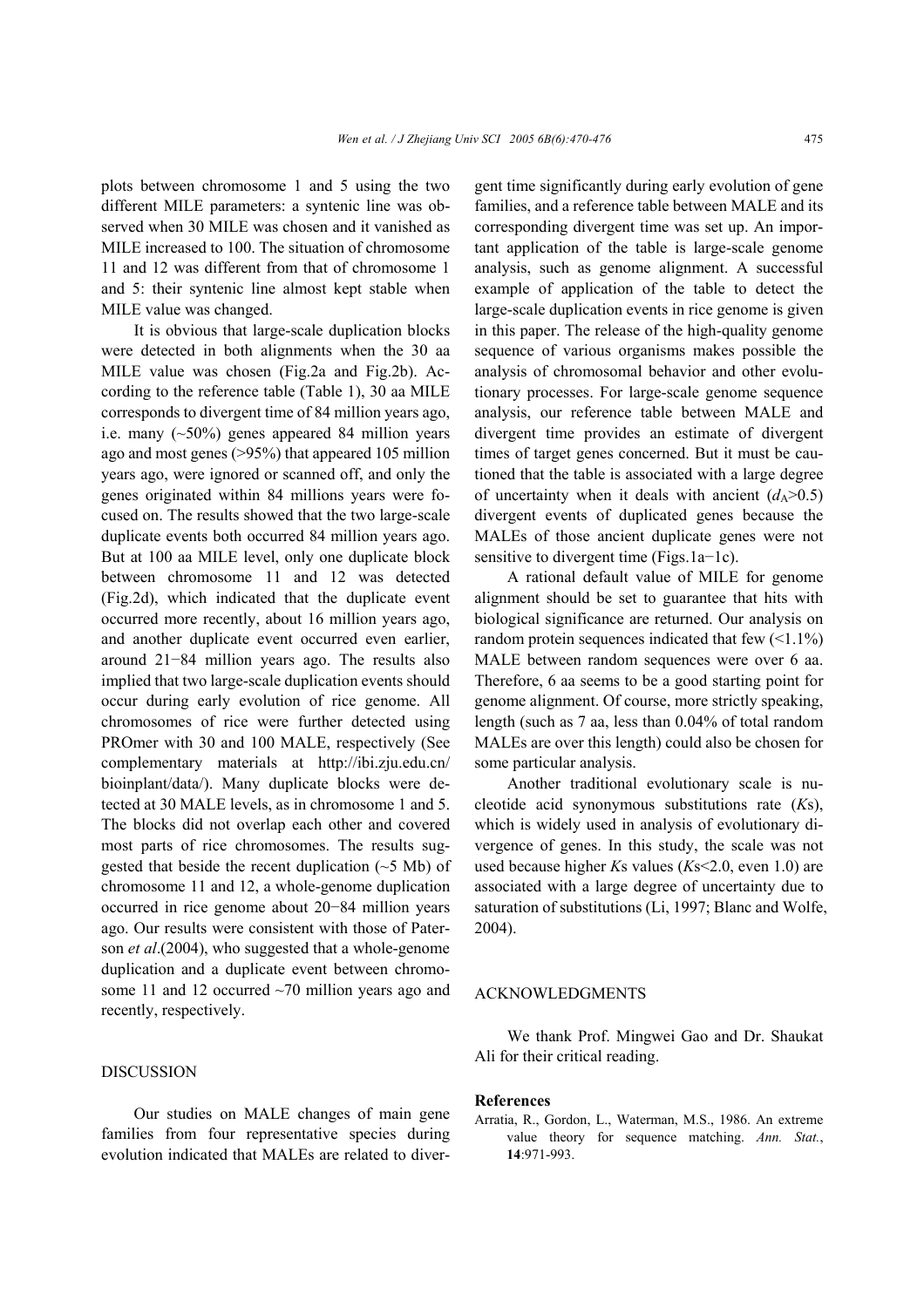plots between chromosome 1 and 5 using the two different MILE parameters: a syntenic line was observed when 30 MILE was chosen and it vanished as MILE increased to 100. The situation of chromosome 11 and 12 was different from that of chromosome 1 and 5: their syntenic line almost kept stable when MILE value was changed.

It is obvious that large-scale duplication blocks were detected in both alignments when the 30 aa MILE value was chosen (Fig.2a and Fig.2b). According to the reference table (Table 1), 30 aa MILE corresponds to divergent time of 84 million years ago, i.e. many (~50%) genes appeared 84 million years ago and most genes (>95%) that appeared 105 million years ago, were ignored or scanned off, and only the genes originated within 84 millions years were focused on. The results showed that the two large-scale duplicate events both occurred 84 million years ago. But at 100 aa MILE level, only one duplicate block between chromosome 11 and 12 was detected (Fig.2d), which indicated that the duplicate event occurred more recently, about 16 million years ago, and another duplicate event occurred even earlier, around 21−84 million years ago. The results also implied that two large-scale duplication events should occur during early evolution of rice genome. All chromosomes of rice were further detected using PROmer with 30 and 100 MALE, respectively (See complementary materials at http://ibi.zju.edu.cn/bioinplant/data/). Many duplicate blocks were detected at 30 MALE levels, as in chromosome 1 and 5. The blocks did not overlap each other and covered most parts of rice chromosomes. The results suggested that beside the recent duplication (~5 Mb) of chromosome 11 and 12, a whole-genome duplication occurred in rice genome about 20−84 million years ago. Our results were consistent with those of Paterson *et al*.(2004), who suggested that a whole-genome duplication and a duplicate event between chromosome 11 and 12 occurred ~70 million years ago and recently, respectively.

## DISCUSSION

Our studies on MALE changes of main gene families from four representative species during evolution indicated that MALEs are related to divergent time significantly during early evolution of gene families, and a reference table between MALE and its corresponding divergent time was set up. An important application of the table is large-scale genome analysis, such as genome alignment. A successful example of application of the table to detect the large-scale duplication events in rice genome is given in this paper. The release of the high-quality genome sequence of various organisms makes possible the analysis of chromosomal behavior and other evolutionary processes. For large-scale genome sequence analysis, our reference table between MALE and divergent time provides an estimate of divergent times of target genes concerned. But it must be cautioned that the table is associated with a large degree of uncertainty when it deals with ancient ($d_A$>0.5) divergent events of duplicated genes because the MALEs of those ancient duplicate genes were not sensitive to divergent time (Figs.1a−1c).

A rational default value of MILE for genome alignment should be set to guarantee that hits with biological significance are returned. Our analysis on random protein sequences indicated that few (<1.1%) MALE between random sequences were over 6 aa. Therefore, 6 aa seems to be a good starting point for genome alignment. Of course, more strictly speaking, length (such as 7 aa, less than 0.04% of total random MALEs are over this length) could also be chosen for some particular analysis.

Another traditional evolutionary scale is nucleotide acid synonymous substitutions rate (*K*s), which is widely used in analysis of evolutionary divergence of genes. In this study, the scale was not used because higher *K*s values (*K*s<2.0, even 1.0) are associated with a large degree of uncertainty due to saturation of substitutions (Li, 1997; Blanc and Wolfe, 2004).

## ACKNOWLEDGMENTS

We thank Prof. Mingwei Gao and Dr. Shaukat Ali for their critical reading.

## References

Arratia, R., Gordon, L., Waterman, M.S., 1986. An extreme value theory for sequence matching. *Ann. Stat.*, **14**:971-993.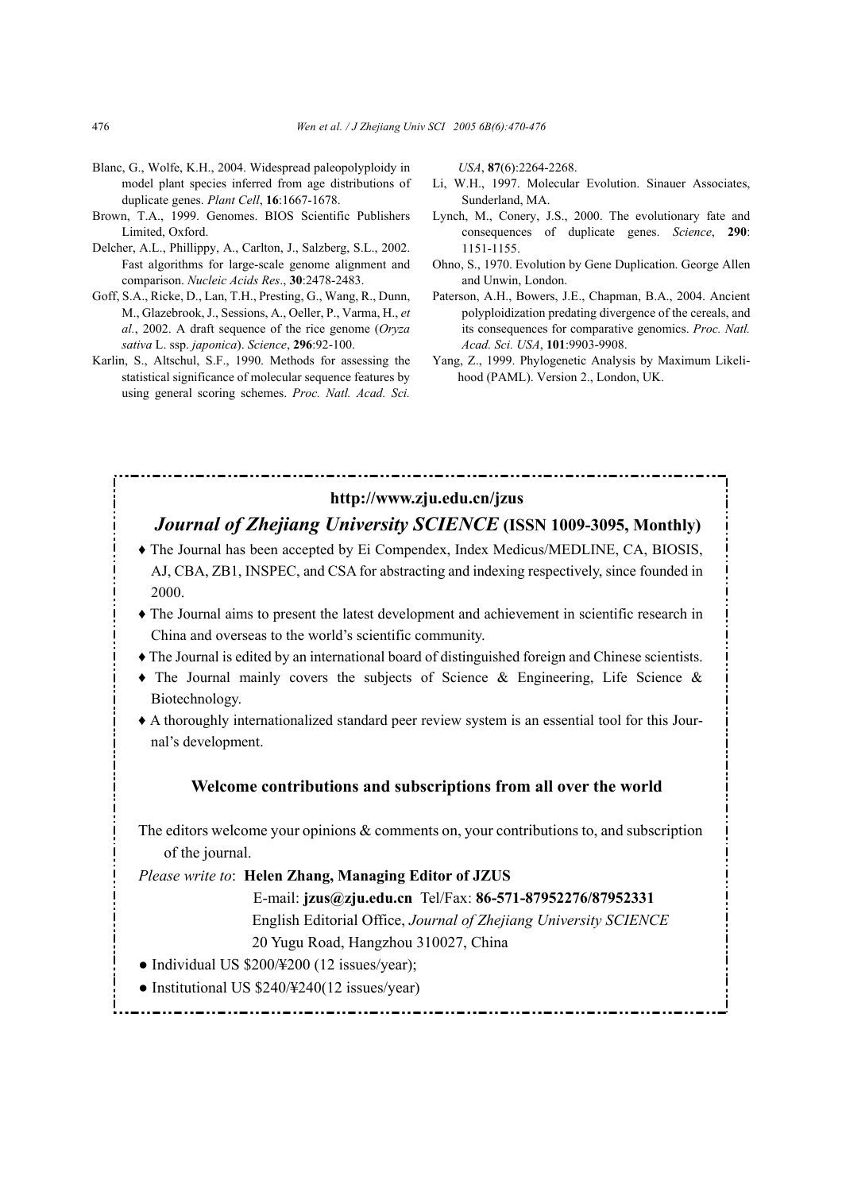Blanc, G., Wolfe, K.H., 2004. Widespread paleopolyploidy in model plant species inferred from age distributions of duplicate genes. *Plant Cell*, **16**:1667-1678.

Brown, T.A., 1999. Genomes. BIOS Scientific Publishers Limited, Oxford.

Delcher, A.L., Phillippy, A., Carlton, J., Salzberg, S.L., 2002. Fast algorithms for large-scale genome alignment and comparison. *Nucleic Acids Res*., **30**:2478-2483.

Goff, S.A., Ricke, D., Lan, T.H., Presting, G., Wang, R., Dunn, M., Glazebrook, J., Sessions, A., Oeller, P., Varma, H., *et al.*, 2002. A draft sequence of the rice genome (*Oryza sativa* L. ssp. *japonica*). *Science*, **296**:92-100.

Karlin, S., Altschul, S.F., 1990. Methods for assessing the statistical significance of molecular sequence features by using general scoring schemes. *Proc. Natl. Acad. Sci. USA*, **87**(6):2264-2268.

Li, W.H., 1997. Molecular Evolution. Sinauer Associates, Sunderland, MA.

Lynch, M., Conery, J.S., 2000. The evolutionary fate and consequences of duplicate genes. *Science*, **290**: 1151-1155.

Ohno, S., 1970. Evolution by Gene Duplication. George Allen and Unwin, London.

Paterson, A.H., Bowers, J.E., Chapman, B.A., 2004. Ancient polyploidization predating divergence of the cereals, and its consequences for comparative genomics. *Proc. Natl. Acad. Sci. USA*, **101**:9903-9908.

Yang, Z., 1999. Phylogenetic Analysis by Maximum Likelihood (PAML). Version 2., London, UK.

---

**http://www.zju.edu.cn/jzus**

***Journal of Zhejiang University SCIENCE*** **(ISSN 1009-3095, Monthly)**

♦ The Journal has been accepted by Ei Compendex, Index Medicus/MEDLINE, CA, BIOSIS, AJ, CBA, ZB1, INSPEC, and CSA for abstracting and indexing respectively, since founded in 2000.

♦ The Journal aims to present the latest development and achievement in scientific research in China and overseas to the world's scientific community.

♦ The Journal is edited by an international board of distinguished foreign and Chinese scientists.

♦ The Journal mainly covers the subjects of Science & Engineering, Life Science & Biotechnology.

♦ A thoroughly internationalized standard peer review system is an essential tool for this Journal's development.

**Welcome contributions and subscriptions from all over the world**

The editors welcome your opinions & comments on, your contributions to, and subscription of the journal.

*Please write to*: **Helen Zhang, Managing Editor of JZUS**
E-mail: **jzus@zju.edu.cn** Tel/Fax: **86-571-87952276/87952331**
English Editorial Office, *Journal of Zhejiang University SCIENCE*
20 Yugu Road, Hangzhou 310027, China

● Individual US $200/¥200 (12 issues/year);

● Institutional US $240/¥240(12 issues/year)